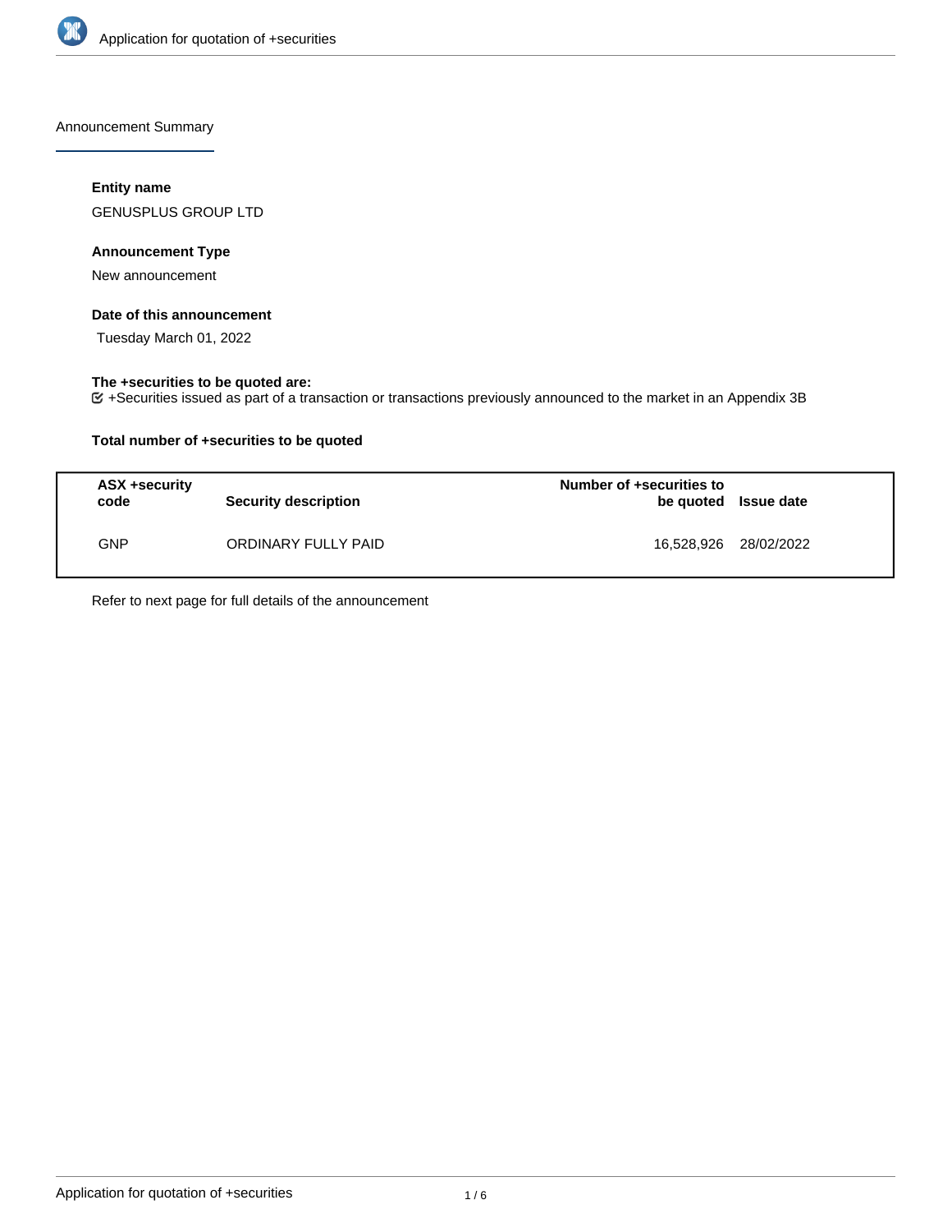Announcement Summary

**Entity name**

GENUSPLUS GROUP LTD

**Announcement Type**

New announcement

**Date of this announcement**

Tuesday March 01, 2022

**The +securities to be quoted are:**

+Securities issued as part of a transaction or transactions previously announced to the market in an Appendix 3B

**Total number of +securities to be quoted**

| ASX +security code | Security description | Number of +securities to be quoted | Issue date |
| --- | --- | --- | --- |
| GNP | ORDINARY FULLY PAID | 16,528,926 | 28/02/2022 |

Refer to next page for full details of the announcement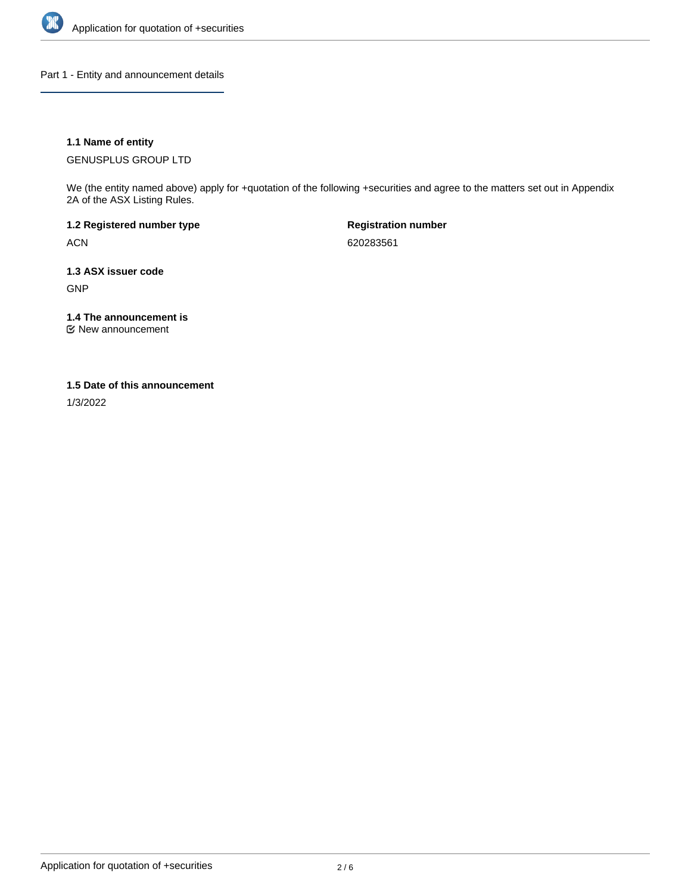## Part 1 - Entity and announcement details

**1.1 Name of entity**

GENUSPLUS GROUP LTD

We (the entity named above) apply for +quotation of the following +securities and agree to the matters set out in Appendix 2A of the ASX Listing Rules.

**1.2 Registered number type**

ACN

**Registration number**

620283561

**1.3 ASX issuer code**

GNP

**1.4 The announcement is**

☑ New announcement

**1.5 Date of this announcement**

1/3/2022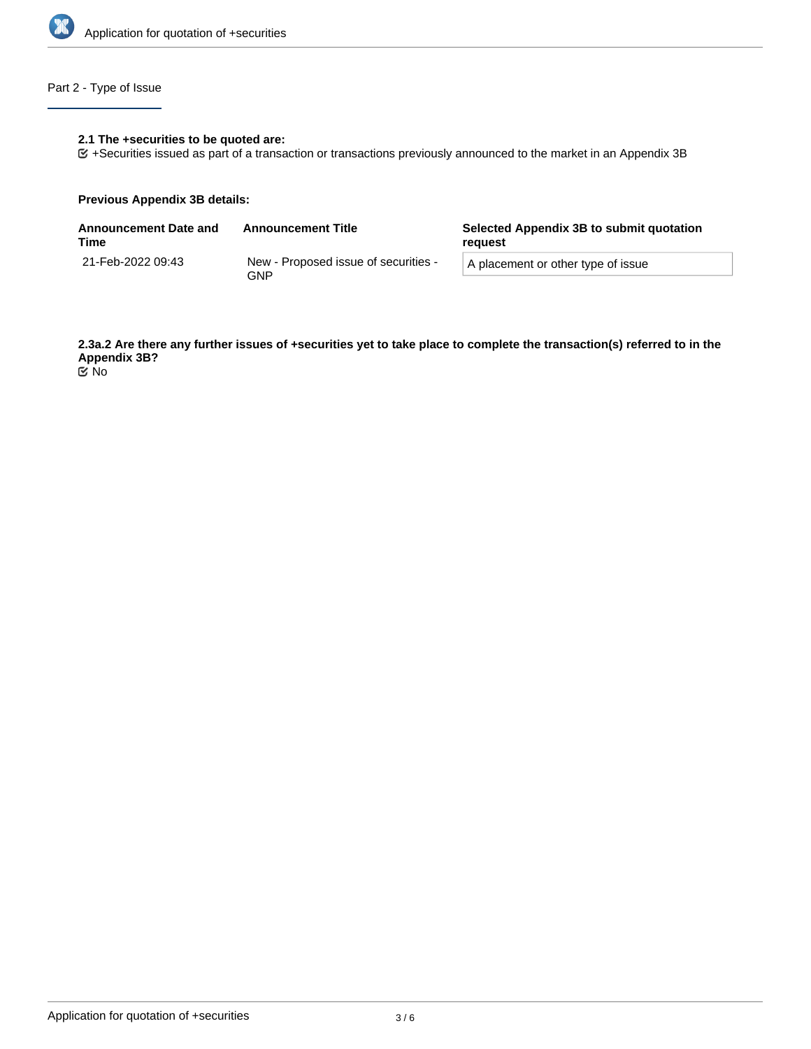## Part 2 - Type of Issue

**2.1 The +securities to be quoted are:**

☑ +Securities issued as part of a transaction or transactions previously announced to the market in an Appendix 3B

**Previous Appendix 3B details:**

| Announcement Date and Time | Announcement Title | Selected Appendix 3B to submit quotation request |
| --- | --- | --- |
| 21-Feb-2022 09:43 | New - Proposed issue of securities - GNP | A placement or other type of issue |

**2.3a.2 Are there any further issues of +securities yet to take place to complete the transaction(s) referred to in the Appendix 3B?**

☑ No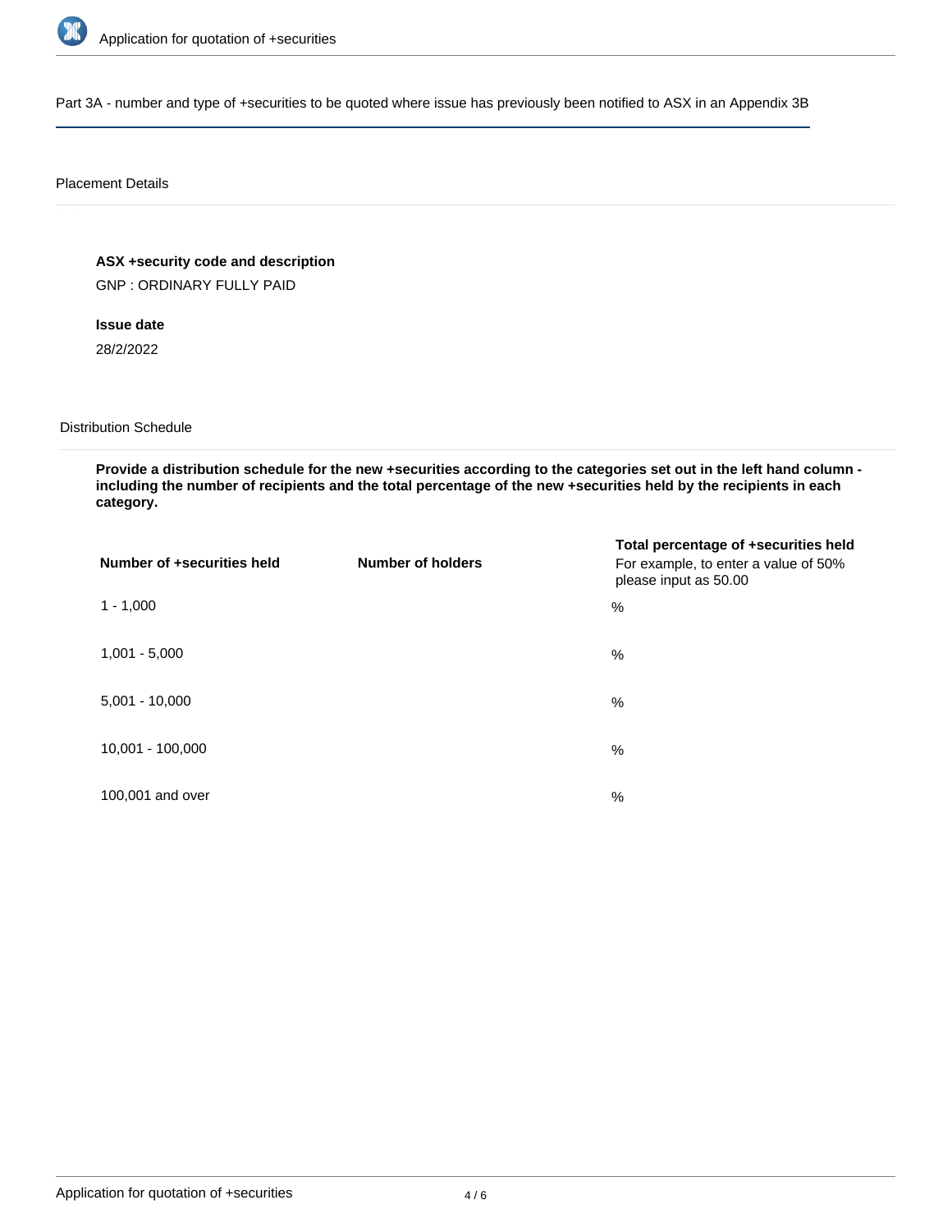Part 3A - number and type of +securities to be quoted where issue has previously been notified to ASX in an Appendix 3B

## Placement Details

**ASX +security code and description**

GNP : ORDINARY FULLY PAID

**Issue date**

28/2/2022

## Distribution Schedule

**Provide a distribution schedule for the new +securities according to the categories set out in the left hand column - including the number of recipients and the total percentage of the new +securities held by the recipients in each category.**

| Number of +securities held | Number of holders | Total percentage of +securities held<br>For example, to enter a value of 50% please input as 50.00 |
|---|---|---|
| 1 - 1,000 | | % |
| 1,001 - 5,000 | | % |
| 5,001 - 10,000 | | % |
| 10,001 - 100,000 | | % |
| 100,001 and over | | % |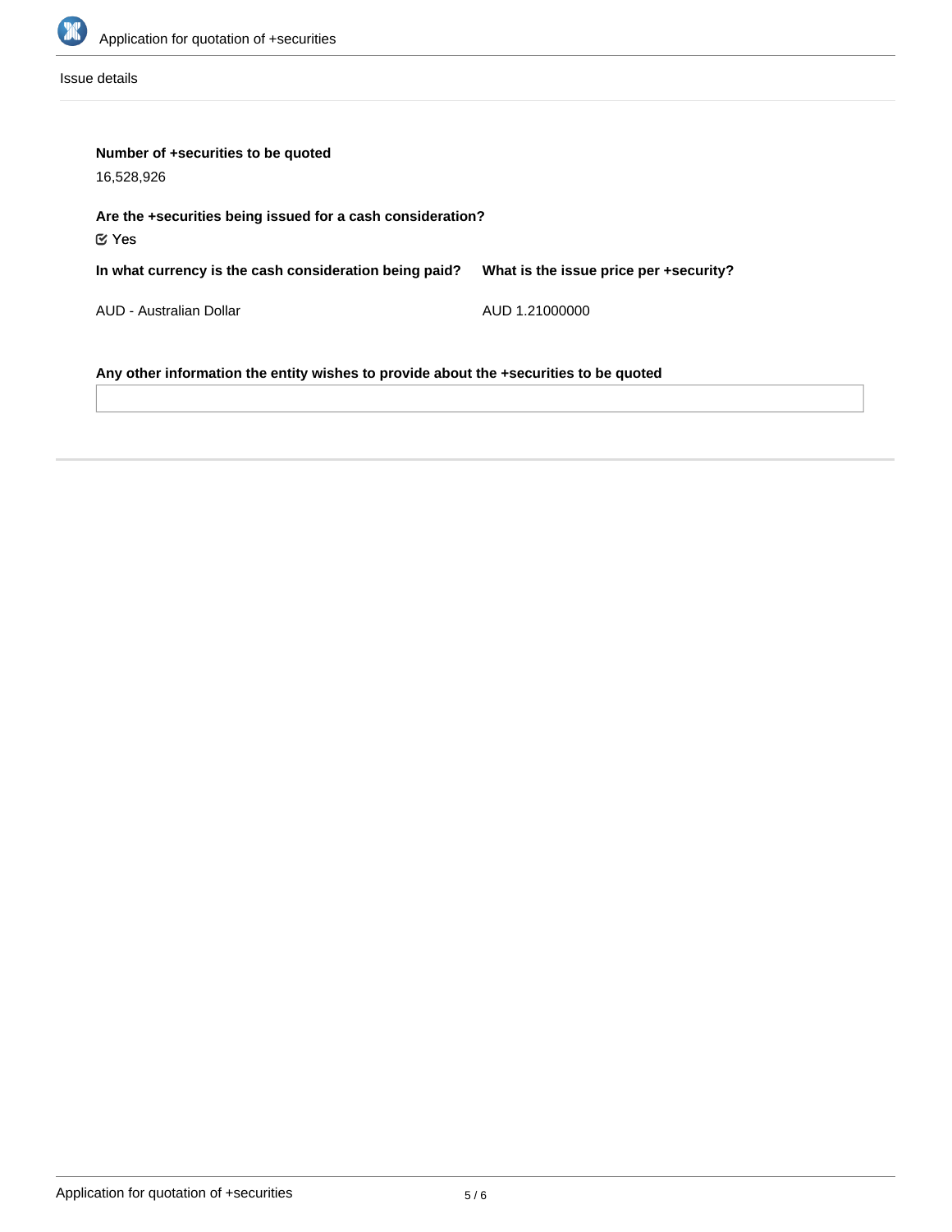Issue details

**Number of +securities to be quoted**

16,528,926

**Are the +securities being issued for a cash consideration?**

☑ Yes

| In what currency is the cash consideration being paid? | What is the issue price per +security? |
|---|---|
| AUD - Australian Dollar | AUD 1.21000000 |

**Any other information the entity wishes to provide about the +securities to be quoted**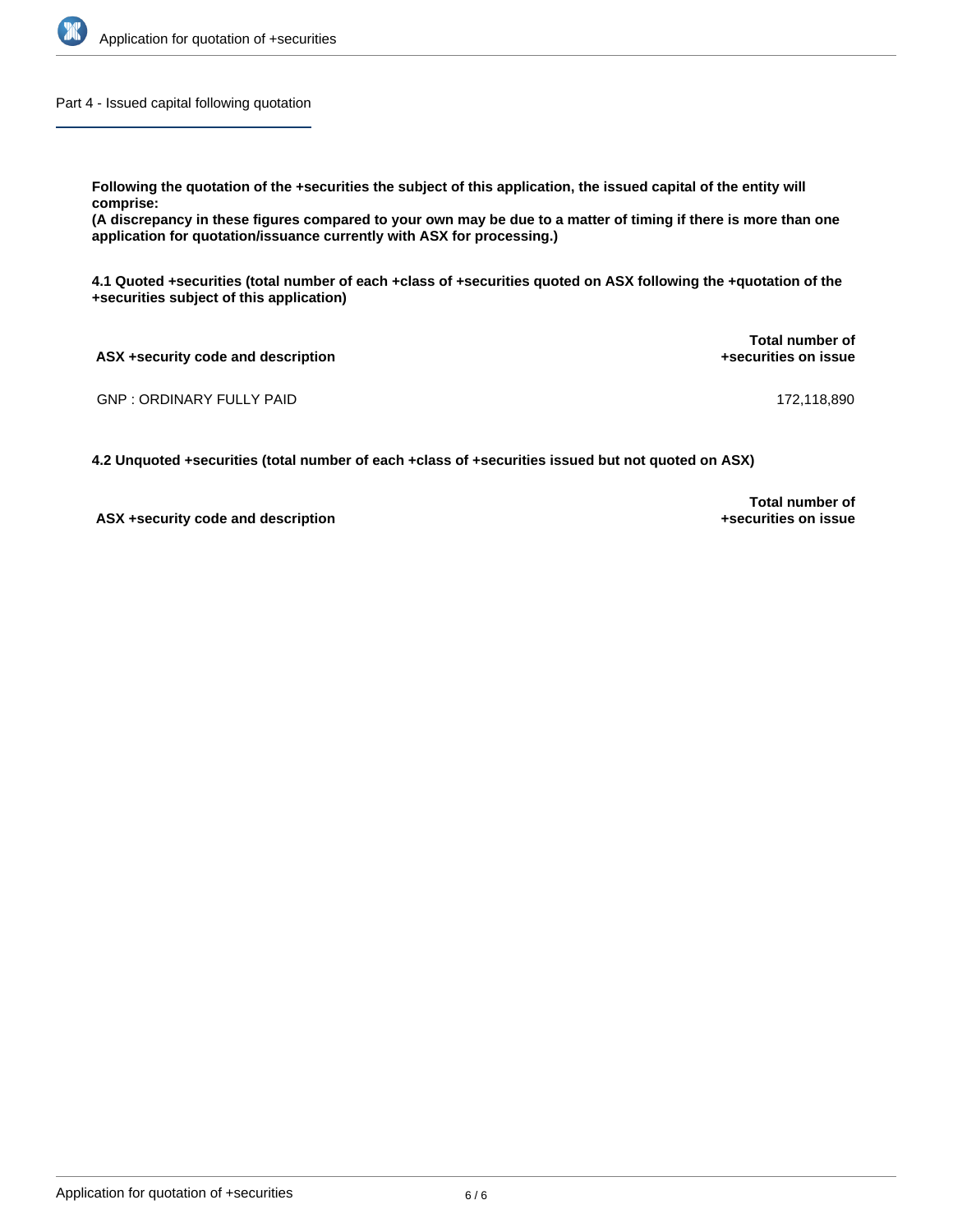## Part 4 - Issued capital following quotation

**Following the quotation of the +securities the subject of this application, the issued capital of the entity will comprise:**
**(A discrepancy in these figures compared to your own may be due to a matter of timing if there is more than one application for quotation/issuance currently with ASX for processing.)**

**4.1 Quoted +securities (total number of each +class of +securities quoted on ASX following the +quotation of the +securities subject of this application)**

| ASX +security code and description | Total number of +securities on issue |
| --- | --- |
| GNP : ORDINARY FULLY PAID | 172,118,890 |

**4.2 Unquoted +securities (total number of each +class of +securities issued but not quoted on ASX)**

| ASX +security code and description | Total number of +securities on issue |
| --- | --- |